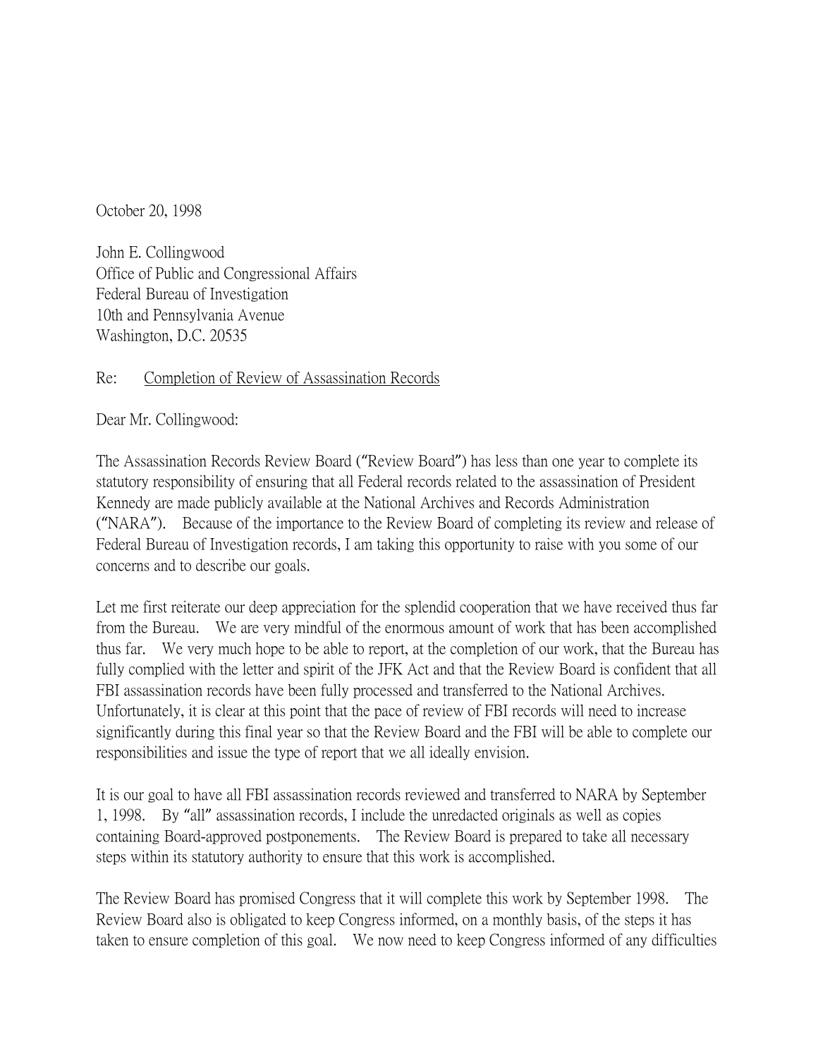October 20, 1998

John E. Collingwood
Office of Public and Congressional Affairs
Federal Bureau of Investigation
10th and Pennsylvania Avenue
Washington, D.C. 20535

Re: Completion of Review of Assassination Records

Dear Mr. Collingwood:

The Assassination Records Review Board ("Review Board") has less than one year to complete its statutory responsibility of ensuring that all Federal records related to the assassination of President Kennedy are made publicly available at the National Archives and Records Administration ("NARA"). Because of the importance to the Review Board of completing its review and release of Federal Bureau of Investigation records, I am taking this opportunity to raise with you some of our concerns and to describe our goals.

Let me first reiterate our deep appreciation for the splendid cooperation that we have received thus far from the Bureau. We are very mindful of the enormous amount of work that has been accomplished thus far. We very much hope to be able to report, at the completion of our work, that the Bureau has fully complied with the letter and spirit of the JFK Act and that the Review Board is confident that all FBI assassination records have been fully processed and transferred to the National Archives. Unfortunately, it is clear at this point that the pace of review of FBI records will need to increase significantly during this final year so that the Review Board and the FBI will be able to complete our responsibilities and issue the type of report that we all ideally envision.

It is our goal to have all FBI assassination records reviewed and transferred to NARA by September 1, 1998. By "all" assassination records, I include the unredacted originals as well as copies containing Board-approved postponements. The Review Board is prepared to take all necessary steps within its statutory authority to ensure that this work is accomplished.

The Review Board has promised Congress that it will complete this work by September 1998. The Review Board also is obligated to keep Congress informed, on a monthly basis, of the steps it has taken to ensure completion of this goal. We now need to keep Congress informed of any difficulties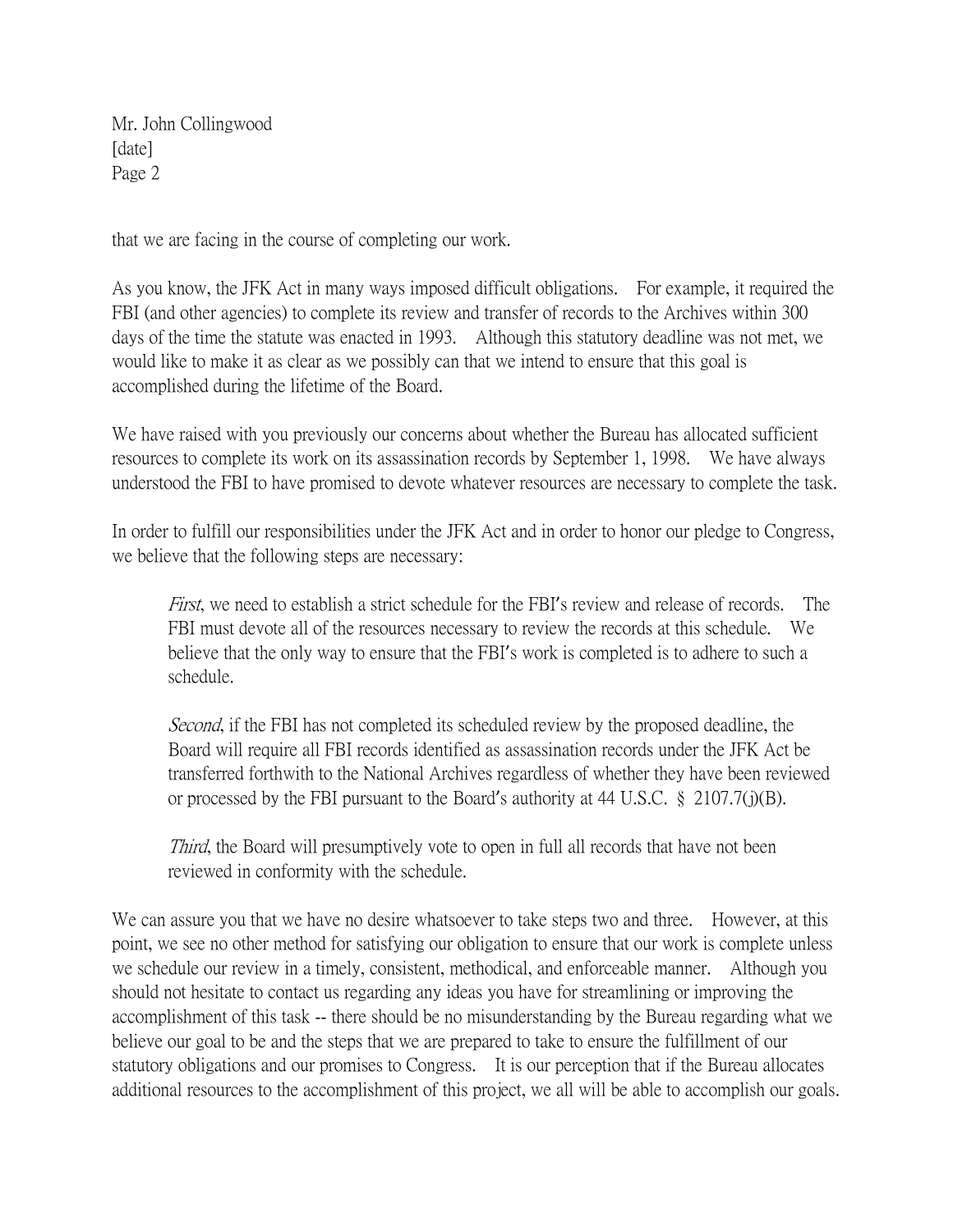that we are facing in the course of completing our work.

As you know, the JFK Act in many ways imposed difficult obligations. For example, it required the FBI (and other agencies) to complete its review and transfer of records to the Archives within 300 days of the time the statute was enacted in 1993. Although this statutory deadline was not met, we would like to make it as clear as we possibly can that we intend to ensure that this goal is accomplished during the lifetime of the Board.

We have raised with you previously our concerns about whether the Bureau has allocated sufficient resources to complete its work on its assassination records by September 1, 1998. We have always understood the FBI to have promised to devote whatever resources are necessary to complete the task.

In order to fulfill our responsibilities under the JFK Act and in order to honor our pledge to Congress, we believe that the following steps are necessary:

> *First*, we need to establish a strict schedule for the FBI's review and release of records. The FBI must devote all of the resources necessary to review the records at this schedule. We believe that the only way to ensure that the FBI's work is completed is to adhere to such a schedule.
>
> *Second*, if the FBI has not completed its scheduled review by the proposed deadline, the Board will require all FBI records identified as assassination records under the JFK Act be transferred forthwith to the National Archives regardless of whether they have been reviewed or processed by the FBI pursuant to the Board's authority at 44 U.S.C. § 2107.7(j)(B).
>
> *Third*, the Board will presumptively vote to open in full all records that have not been reviewed in conformity with the schedule.

We can assure you that we have no desire whatsoever to take steps two and three. However, at this point, we see no other method for satisfying our obligation to ensure that our work is complete unless we schedule our review in a timely, consistent, methodical, and enforceable manner. Although you should not hesitate to contact us regarding any ideas you have for streamlining or improving the accomplishment of this task -- there should be no misunderstanding by the Bureau regarding what we believe our goal to be and the steps that we are prepared to take to ensure the fulfillment of our statutory obligations and our promises to Congress. It is our perception that if the Bureau allocates additional resources to the accomplishment of this project, we all will be able to accomplish our goals.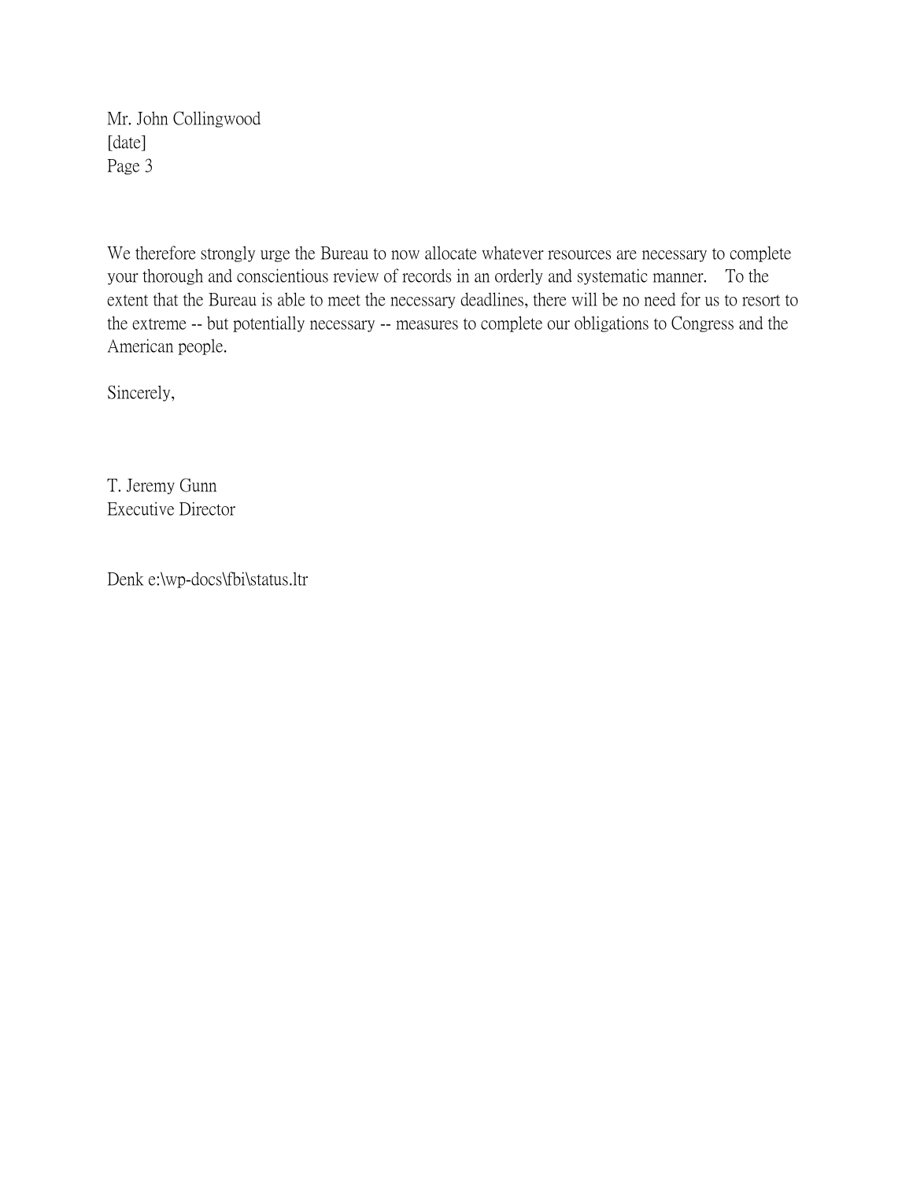Mr. John Collingwood
[date]
Page 3

We therefore strongly urge the Bureau to now allocate whatever resources are necessary to complete your thorough and conscientious review of records in an orderly and systematic manner. To the extent that the Bureau is able to meet the necessary deadlines, there will be no need for us to resort to the extreme -- but potentially necessary -- measures to complete our obligations to Congress and the American people.

Sincerely,

T. Jeremy Gunn
Executive Director

Denk e:\wp-docs\fbi\status.ltr